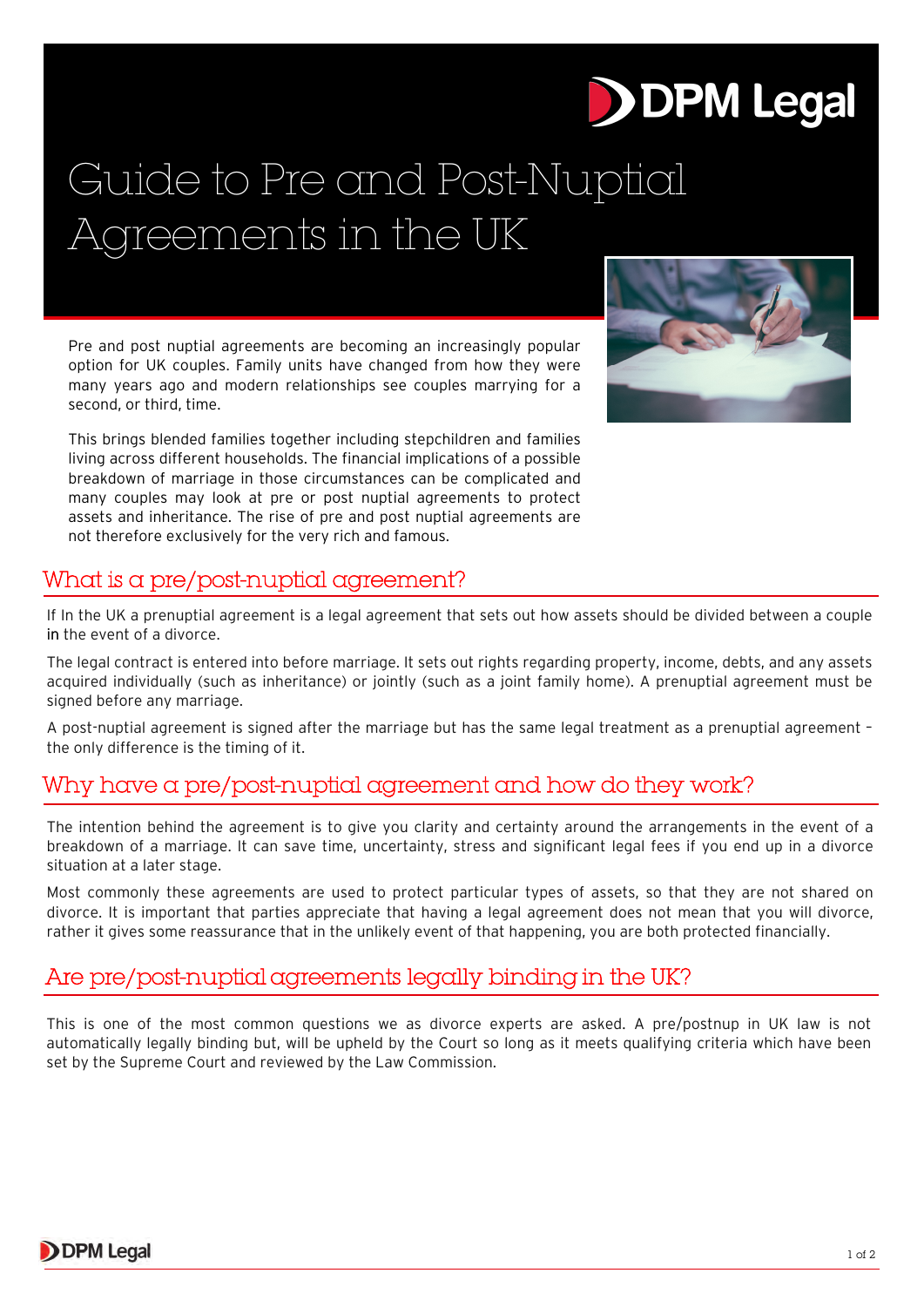# Guide to Pre and Post-Nuptial Agreements in the UK

Pre and post nuptial agreements are becoming an increasingly popular option for UK couples. Family units have changed from how they were many years ago and modern relationships see couples marrying for a second, or third, time.

This brings blended families together including stepchildren and families living across different households. The financial implications of a possible breakdown of marriage in those circumstances can be complicated and many couples may look at pre or post nuptial agreements to protect assets and inheritance. The rise of pre and post nuptial agreements are not therefore exclusively for the very rich and famous.

## What is a pre/post-nuptial agreement?

If In the UK a prenuptial agreement is a legal agreement that sets out how assets should be divided between a couple in the event of a divorce.

The legal contract is entered into before marriage. It sets out rights regarding property, income, debts, and any assets acquired individually (such as inheritance) or jointly (such as a joint family home). A prenuptial agreement must be signed before any marriage.

A post-nuptial agreement is signed after the marriage but has the same legal treatment as a prenuptial agreement – the only difference is the timing of it.

## Why have a pre/post-nuptial agreement and how do they work?

The intention behind the agreement is to give you clarity and certainty around the arrangements in the event of a breakdown of a marriage. It can save time, uncertainty, stress and significant legal fees if you end up in a divorce situation at a later stage.

Most commonly these agreements are used to protect particular types of assets, so that they are not shared on divorce. It is important that parties appreciate that having a legal agreement does not mean that you will divorce, rather it gives some reassurance that in the unlikely event of that happening, you are both protected financially.

## Are pre/post-nuptial agreements legally binding in the UK?

This is one of the most common questions we as divorce experts are asked. A pre/postnup in UK law is not automatically legally binding but, will be upheld by the Court so long as it meets qualifying criteria which have been set by the Supreme Court and reviewed by the Law Commission.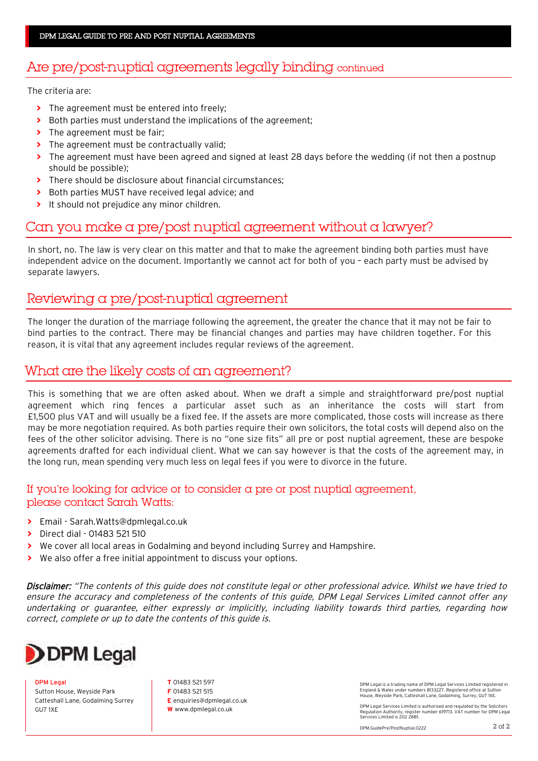## Are pre/post-nuptial agreements legally binding continued

The criteria are:

- The agreement must be entered into freely;
- Both parties must understand the implications of the agreement;
- The agreement must be fair;
- The agreement must be contractually valid;
- The agreement must have been agreed and signed at least 28 days before the wedding (if not then a postnup should be possible);
- There should be disclosure about financial circumstances;
- Both parties MUST have received legal advice; and
- It should not prejudice any minor children.

## Can you make a pre/post nuptial agreement without a lawyer?

In short, no. The law is very clear on this matter and that to make the agreement binding both parties must have independent advice on the document. Importantly we cannot act for both of you – each party must be advised by separate lawyers.

## Reviewing a pre/post-nuptial agreement

The longer the duration of the marriage following the agreement, the greater the chance that it may not be fair to bind parties to the contract. There may be financial changes and parties may have children together. For this reason, it is vital that any agreement includes regular reviews of the agreement.

## What are the likely costs of an agreement?

This is something that we are often asked about. When we draft a simple and straightforward pre/post nuptial agreement which ring fences a particular asset such as an inheritance the costs will start from £1,500 plus VAT and will usually be a fixed fee. If the assets are more complicated, those costs will increase as there may be more negotiation required. As both parties require their own solicitors, the total costs will depend also on the fees of the other solicitor advising. There is no "one size fits" all pre or post nuptial agreement, these are bespoke agreements drafted for each individual client. What we can say however is that the costs of the agreement may, in the long run, mean spending very much less on legal fees if you were to divorce in the future.

### If you're looking for advice or to consider a pre or post nuptial agreement, please contact Sarah Watts:

- Email - Sarah.Watts@dpmlegal.co.uk
- Direct dial - 01483 521 510
- We cover all local areas in Godalming and beyond including Surrey and Hampshire.
- We also offer a free initial appointment to discuss your options.

***Disclaimer:*** *"The contents of this guide does not constitute legal or other professional advice. Whilst we have tried to ensure the accuracy and completeness of the contents of this guide, DPM Legal Services Limited cannot offer any undertaking or guarantee, either expressly or implicitly, including liability towards third parties, regarding how correct, complete or up to date the contents of this guide is.*

DPM Legal

**DPM Legal**
Sutton House, Weyside Park
Catteshall Lane, Godalming Surrey
GU7 1XE

**T** 01483 521 597
**F** 01483 521 515
**E** enquiries@dpmlegal.co.uk
**W** www.dpmlegal.co.uk

DPM Legal is a trading name of DPM Legal Services Limited registered in England & Wales under numbers 8133227. Registered office at Sutton House, Weyside Park, Catteshall Lane, Godalming, Surrey, GU7 1XE.

DPM Legal Services Limited is authorised and regulated by the Solicitors Regulation Authority, register number 619713. VAT number for DPM Legal Services Limited is 202 2881.

DPM.GuidePre/PostNuptial.0222